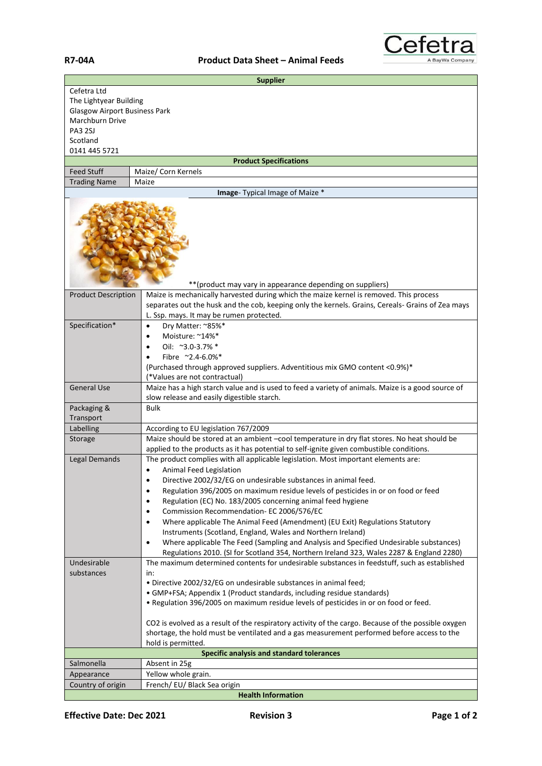**R7-04A** **Product Data Sheet – Animal Feeds**

Cefetra
A BayWa Company

| **Supplier** | |
|---|---|
| Cefetra Ltd<br>The Lightyear Building<br>Glasgow Airport Business Park<br>Marchburn Drive<br>PA3 2SJ<br>Scotland<br>0141 445 5721 | |
| **Product Specifications** | |
| Feed Stuff | Maize/ Corn Kernels |
| Trading Name | Maize |
| **Image**- Typical Image of Maize * | |
| **(product may vary in appearance depending on suppliers) | |
| Product Description | Maize is mechanically harvested during which the maize kernel is removed. This process separates out the husk and the cob, keeping only the kernels. Grains, Cereals- Grains of Zea mays L. Ssp. mays. It may be rumen protected. |
| Specification* | • Dry Matter: ~85%*<br>• Moisture: ~14%*<br>• Oil: ~3.0-3.7% *<br>• Fibre ~2.4-6.0%*<br>(Purchased through approved suppliers. Adventitious mix GMO content <0.9%)*<br>(*Values are not contractual) |
| General Use | Maize has a high starch value and is used to feed a variety of animals. Maize is a good source of slow release and easily digestible starch. |
| Packaging & Transport | Bulk |
| Labelling | According to EU legislation 767/2009 |
| Storage | Maize should be stored at an ambient –cool temperature in dry flat stores. No heat should be applied to the products as it has potential to self-ignite given combustible conditions. |
| Legal Demands | The product complies with all applicable legislation. Most important elements are:<br>• Animal Feed Legislation<br>• Directive 2002/32/EG on undesirable substances in animal feed.<br>• Regulation 396/2005 on maximum residue levels of pesticides in or on food or feed<br>• Regulation (EC) No. 183/2005 concerning animal feed hygiene<br>• Commission Recommendation- EC 2006/576/EC<br>• Where applicable The Animal Feed (Amendment) (EU Exit) Regulations Statutory Instruments (Scotland, England, Wales and Northern Ireland)<br>• Where applicable The Feed (Sampling and Analysis and Specified Undesirable substances) Regulations 2010. (SI for Scotland 354, Northern Ireland 323, Wales 2287 & England 2280) |
| Undesirable substances | The maximum determined contents for undesirable substances in feedstuff, such as established in:<br>• Directive 2002/32/EG on undesirable substances in animal feed;<br>• GMP+FSA; Appendix 1 (Product standards, including residue standards)<br>• Regulation 396/2005 on maximum residue levels of pesticides in or on food or feed.<br><br>$CO_2$ is evolved as a result of the respiratory activity of the cargo. Because of the possible oxygen shortage, the hold must be ventilated and a gas measurement performed before access to the hold is permitted. |
| **Specific analysis and standard tolerances** | |
| Salmonella | Absent in 25g |
| Appearance | Yellow whole grain. |
| Country of origin | French/ EU/ Black Sea origin |
| **Health Information** | |

**Effective Date: Dec 2021** **Revision 3**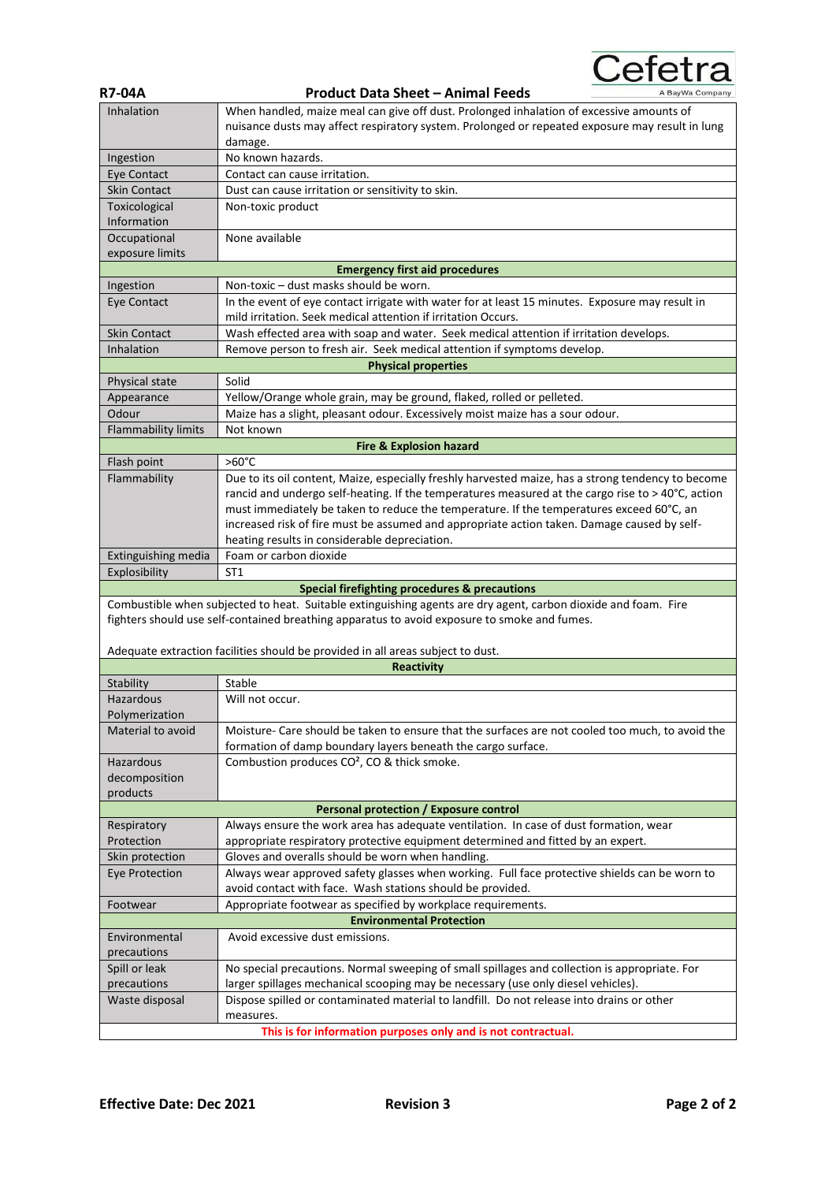| | |
|---|---|
| Inhalation | When handled, maize meal can give off dust. Prolonged inhalation of excessive amounts of nuisance dusts may affect respiratory system. Prolonged or repeated exposure may result in lung damage. |
| Ingestion | No known hazards. |
| Eye Contact | Contact can cause irritation. |
| Skin Contact | Dust can cause irritation or sensitivity to skin. |
| Toxicological Information | Non-toxic product |
| Occupational exposure limits | None available |
| **Emergency first aid procedures** | |
| Ingestion | Non-toxic – dust masks should be worn. |
| Eye Contact | In the event of eye contact irrigate with water for at least 15 minutes. Exposure may result in mild irritation. Seek medical attention if irritation Occurs. |
| Skin Contact | Wash effected area with soap and water. Seek medical attention if irritation develops. |
| Inhalation | Remove person to fresh air. Seek medical attention if symptoms develop. |
| **Physical properties** | |
| Physical state | Solid |
| Appearance | Yellow/Orange whole grain, may be ground, flaked, rolled or pelleted. |
| Odour | Maize has a slight, pleasant odour. Excessively moist maize has a sour odour. |
| Flammability limits | Not known |
| **Fire & Explosion hazard** | |
| Flash point | >60°C |
| Flammability | Due to its oil content, Maize, especially freshly harvested maize, has a strong tendency to become rancid and undergo self-heating. If the temperatures measured at the cargo rise to > 40°C, action must immediately be taken to reduce the temperature. If the temperatures exceed 60°C, an increased risk of fire must be assumed and appropriate action taken. Damage caused by self-heating results in considerable depreciation. |
| Extinguishing media | Foam or carbon dioxide |
| Explosibility | ST1 |
| **Special firefighting procedures & precautions** | |
| Combustible when subjected to heat. Suitable extinguishing agents are dry agent, carbon dioxide and foam. Fire fighters should use self-contained breathing apparatus to avoid exposure to smoke and fumes. Adequate extraction facilities should be provided in all areas subject to dust. | |
| **Reactivity** | |
| Stability | Stable |
| Hazardous Polymerization | Will not occur. |
| Material to avoid | Moisture- Care should be taken to ensure that the surfaces are not cooled too much, to avoid the formation of damp boundary layers beneath the cargo surface. |
| Hazardous decomposition products | Combustion produces $CO^2$, CO & thick smoke. |
| **Personal protection / Exposure control** | |
| Respiratory Protection | Always ensure the work area has adequate ventilation. In case of dust formation, wear appropriate respiratory protective equipment determined and fitted by an expert. |
| Skin protection | Gloves and overalls should be worn when handling. |
| Eye Protection | Always wear approved safety glasses when working. Full face protective shields can be worn to avoid contact with face. Wash stations should be provided. |
| Footwear | Appropriate footwear as specified by workplace requirements. |
| **Environmental Protection** | |
| Environmental precautions | Avoid excessive dust emissions. |
| Spill or leak precautions | No special precautions. Normal sweeping of small spillages and collection is appropriate. For larger spillages mechanical scooping may be necessary (use only diesel vehicles). |
| Waste disposal | Dispose spilled or contaminated material to landfill. Do not release into drains or other measures. |

**This is for information purposes only and is not contractual.**

**Effective Date: Dec 2021** **Revision 3**